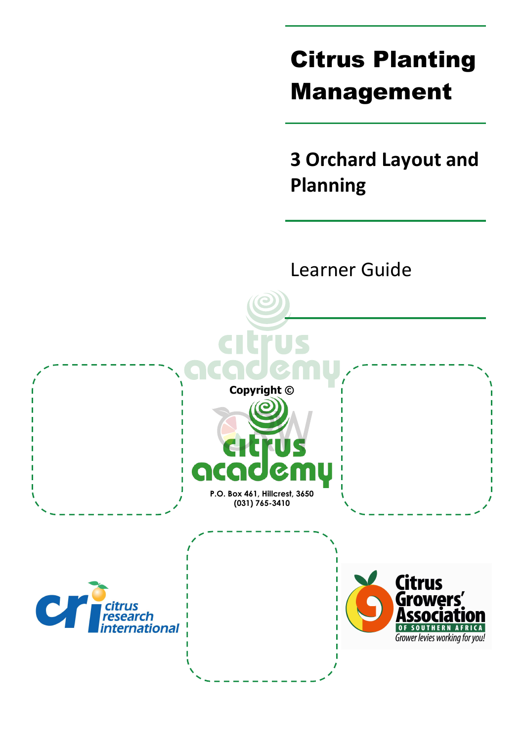# Citrus Planting Management

## 3 Orchard Layout and Planning

Learner Guide

Copyright ©

citrus academy

P.O. Box 461, Hillcrest, 3650
(031) 765-3410

citrus research international

Citrus Growers' Association OF SOUTHERN AFRICA
Grower levies working for you!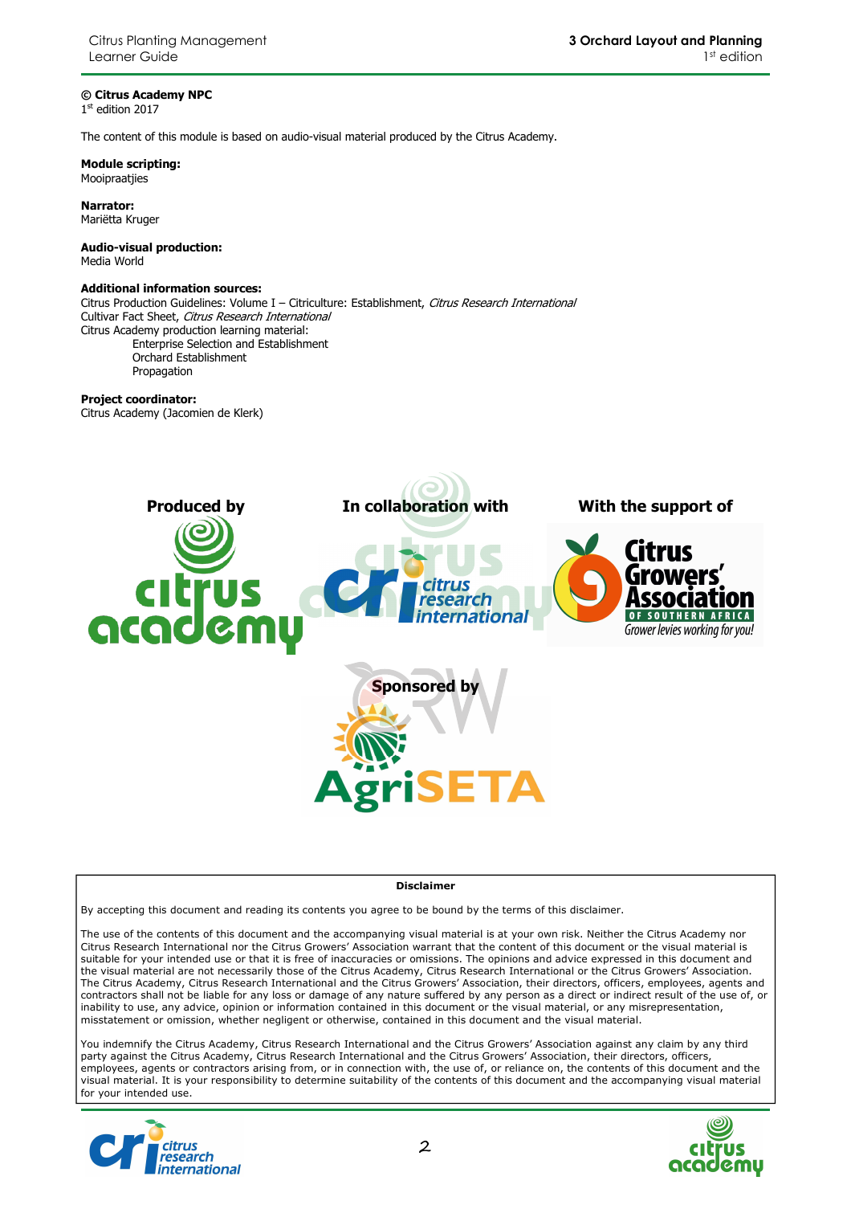**© Citrus Academy NPC**
1st edition 2017

The content of this module is based on audio-visual material produced by the Citrus Academy.

**Module scripting:**
Mooipraatjies

**Narrator:**
Mariëtta Kruger

**Audio-visual production:**
Media World

**Additional information sources:**
Citrus Production Guidelines: Volume I – Citriculture: Establishment, *Citrus Research International*
Cultivar Fact Sheet, *Citrus Research International*
Citrus Academy production learning material:
- Enterprise Selection and Establishment
- Orchard Establishment
- Propagation

**Project coordinator:**
Citrus Academy (Jacomien de Klerk)

**Produced by** Citrus Academy

**In collaboration with** Citrus Research International

**With the support of** Citrus Growers' Association of Southern Africa – Grower levies working for you!

**Sponsored by** AgriSETA

**Disclaimer**

By accepting this document and reading its contents you agree to be bound by the terms of this disclaimer.

The use of the contents of this document and the accompanying visual material is at your own risk. Neither the Citrus Academy nor Citrus Research International nor the Citrus Growers' Association warrant that the content of this document or the visual material is suitable for your intended use or that it is free of inaccuracies or omissions. The opinions and advice expressed in this document and the visual material are not necessarily those of the Citrus Academy, Citrus Research International or the Citrus Growers' Association. The Citrus Academy, Citrus Research International and the Citrus Growers' Association, their directors, officers, employees, agents and contractors shall not be liable for any loss or damage of any nature suffered by any person as a direct or indirect result of the use of, or inability to use, any advice, opinion or information contained in this document or the visual material, or any misrepresentation, misstatement or omission, whether negligent or otherwise, contained in this document and the visual material.

You indemnify the Citrus Academy, Citrus Research International and the Citrus Growers' Association against any claim by any third party against the Citrus Academy, Citrus Research International and the Citrus Growers' Association, their directors, officers, employees, agents or contractors arising from, or in connection with, the use of, or reliance on, the contents of this document and the visual material. It is your responsibility to determine suitability of the contents of this document and the accompanying visual material for your intended use.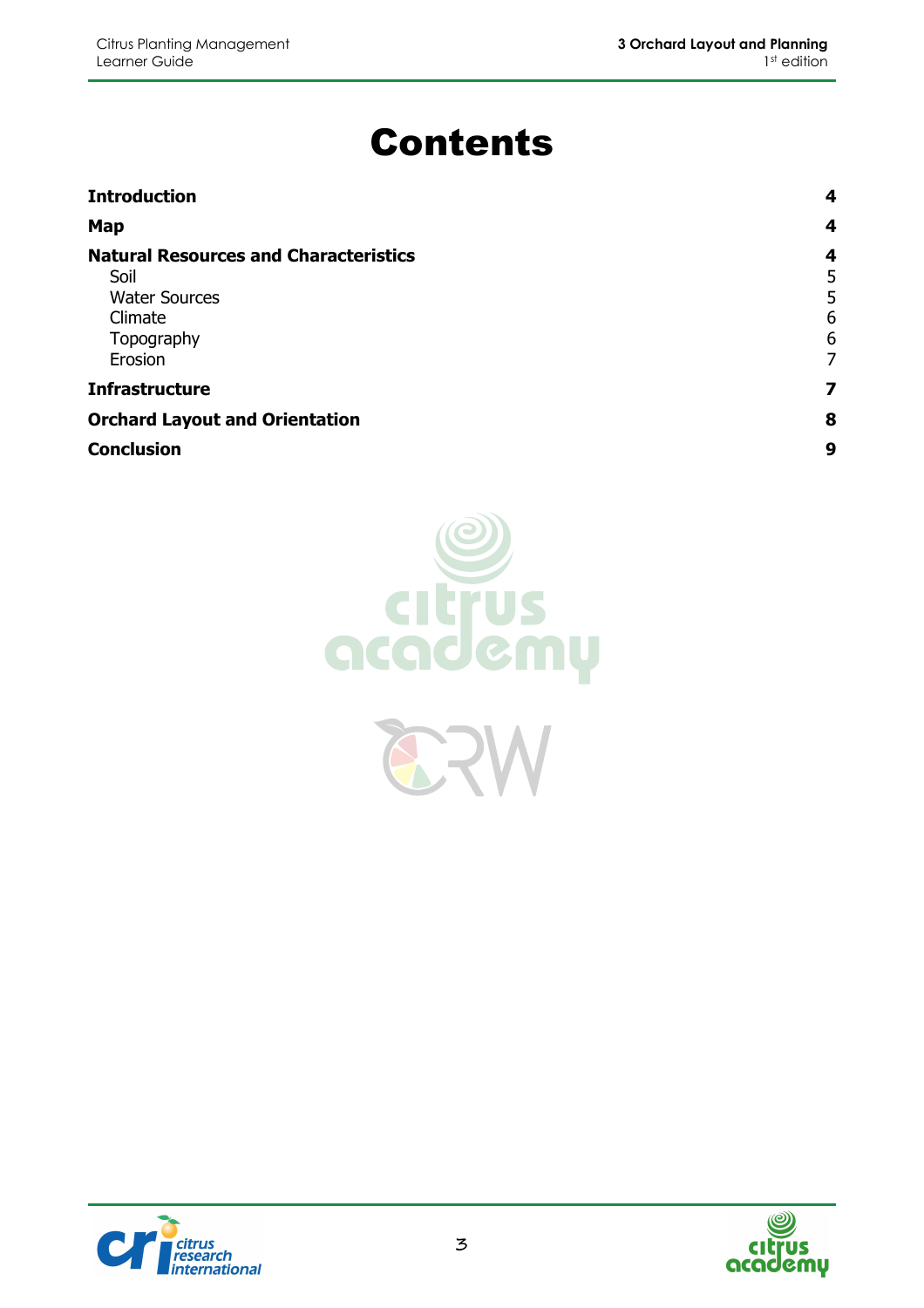# Contents

| | |
|---|---|
| **Introduction** | **4** |
| **Map** | **4** |
| **Natural Resources and Characteristics** | **4** |
| Soil | 5 |
| Water Sources | 5 |
| Climate | 6 |
| Topography | 6 |
| Erosion | 7 |
| **Infrastructure** | **7** |
| **Orchard Layout and Orientation** | **8** |
| **Conclusion** | **9** |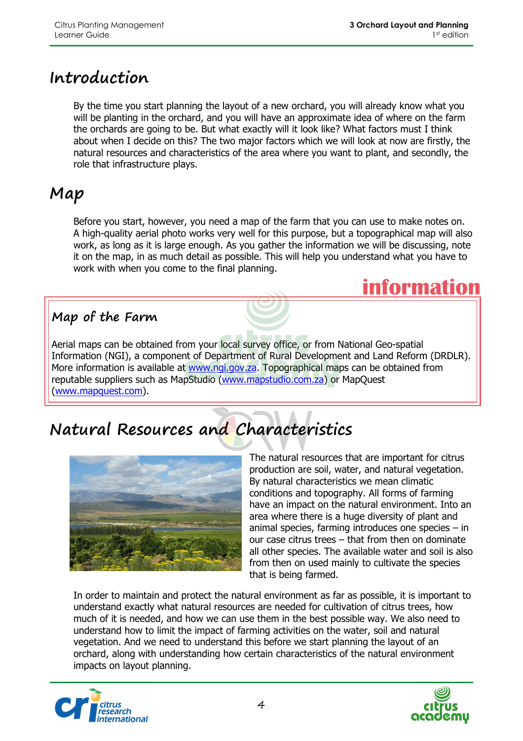# Introduction

By the time you start planning the layout of a new orchard, you will already know what you will be planting in the orchard, and you will have an approximate idea of where on the farm the orchards are going to be. But what exactly will it look like? What factors must I think about when I decide on this? The two major factors which we will look at now are firstly, the natural resources and characteristics of the area where you want to plant, and secondly, the role that infrastructure plays.

# Map

Before you start, however, you need a map of the farm that you can use to make notes on. A high-quality aerial photo works very well for this purpose, but a topographical map will also work, as long as it is large enough. As you gather the information we will be discussing, note it on the map, in as much detail as possible. This will help you understand what you have to work with when you come to the final planning.

**information**

## Map of the Farm

Aerial maps can be obtained from your local survey office, or from National Geo-spatial Information (NGI), a component of Department of Rural Development and Land Reform (DRDLR). More information is available at www.ngi.gov.za. Topographical maps can be obtained from reputable suppliers such as MapStudio (www.mapstudio.com.za) or MapQuest (www.mapquest.com).

# Natural Resources and Characteristics

The natural resources that are important for citrus production are soil, water, and natural vegetation. By natural characteristics we mean climatic conditions and topography. All forms of farming have an impact on the natural environment. Into an area where there is a huge diversity of plant and animal species, farming introduces one species – in our case citrus trees – that from then on dominate all other species. The available water and soil is also from then on used mainly to cultivate the species that is being farmed.

In order to maintain and protect the natural environment as far as possible, it is important to understand exactly what natural resources are needed for cultivation of citrus trees, how much of it is needed, and how we can use them in the best possible way. We also need to understand how to limit the impact of farming activities on the water, soil and natural vegetation. And we need to understand this before we start planning the layout of an orchard, along with understanding how certain characteristics of the natural environment impacts on layout planning.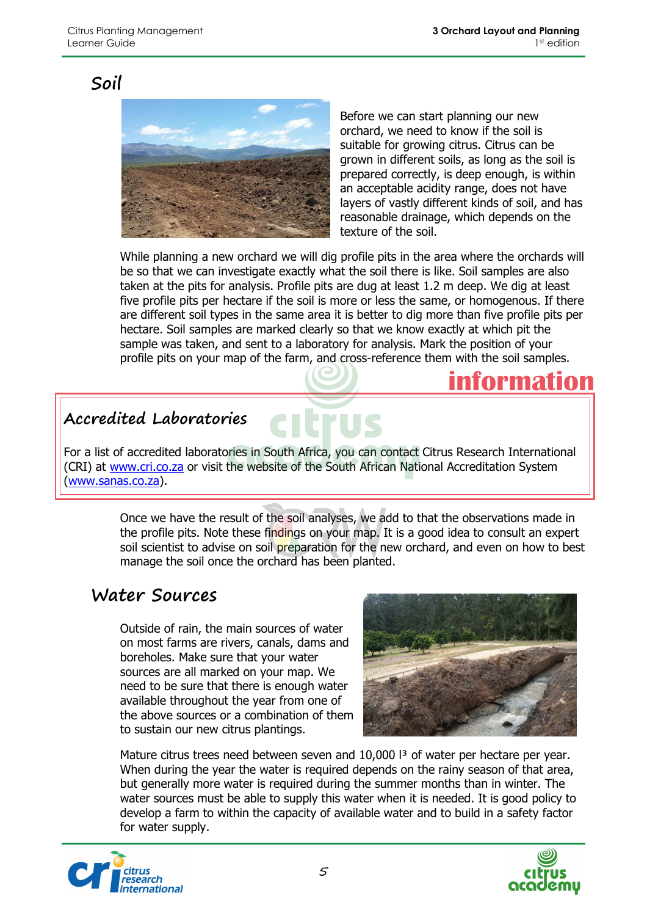## Soil

Before we can start planning our new orchard, we need to know if the soil is suitable for growing citrus. Citrus can be grown in different soils, as long as the soil is prepared correctly, is deep enough, is within an acceptable acidity range, does not have layers of vastly different kinds of soil, and has reasonable drainage, which depends on the texture of the soil.

While planning a new orchard we will dig profile pits in the area where the orchards will be so that we can investigate exactly what the soil there is like. Soil samples are also taken at the pits for analysis. Profile pits are dug at least 1.2 m deep. We dig at least five profile pits per hectare if the soil is more or less the same, or homogenous. If there are different soil types in the same area it is better to dig more than five profile pits per hectare. Soil samples are marked clearly so that we know exactly at which pit the sample was taken, and sent to a laboratory for analysis. Mark the position of your profile pits on your map of the farm, and cross-reference them with the soil samples.

**information**

### Accredited Laboratories

For a list of accredited laboratories in South Africa, you can contact Citrus Research International (CRI) at www.cri.co.za or visit the website of the South African National Accreditation System (www.sanas.co.za).

Once we have the result of the soil analyses, we add to that the observations made in the profile pits. Note these findings on your map. It is a good idea to consult an expert soil scientist to advise on soil preparation for the new orchard, and even on how to best manage the soil once the orchard has been planted.

## Water Sources

Outside of rain, the main sources of water on most farms are rivers, canals, dams and boreholes. Make sure that your water sources are all marked on your map. We need to be sure that there is enough water available throughout the year from one of the above sources or a combination of them to sustain our new citrus plantings.

Mature citrus trees need between seven and 10,000 l³ of water per hectare per year. When during the year the water is required depends on the rainy season of that area, but generally more water is required during the summer months than in winter. The water sources must be able to supply this water when it is needed. It is good policy to develop a farm to within the capacity of available water and to build in a safety factor for water supply.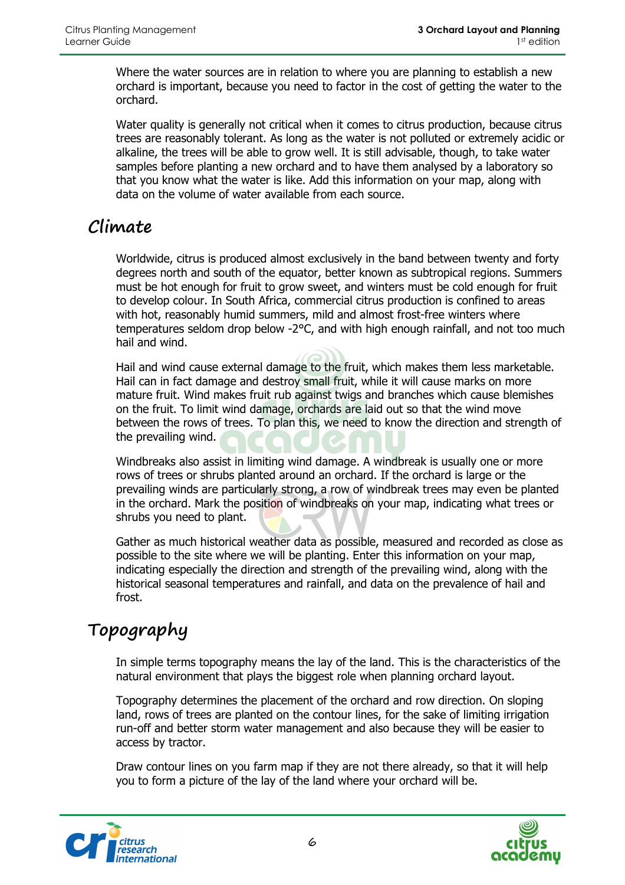Where the water sources are in relation to where you are planning to establish a new orchard is important, because you need to factor in the cost of getting the water to the orchard.

Water quality is generally not critical when it comes to citrus production, because citrus trees are reasonably tolerant. As long as the water is not polluted or extremely acidic or alkaline, the trees will be able to grow well. It is still advisable, though, to take water samples before planting a new orchard and to have them analysed by a laboratory so that you know what the water is like. Add this information on your map, along with data on the volume of water available from each source.

## Climate

Worldwide, citrus is produced almost exclusively in the band between twenty and forty degrees north and south of the equator, better known as subtropical regions. Summers must be hot enough for fruit to grow sweet, and winters must be cold enough for fruit to develop colour. In South Africa, commercial citrus production is confined to areas with hot, reasonably humid summers, mild and almost frost-free winters where temperatures seldom drop below -2°C, and with high enough rainfall, and not too much hail and wind.

Hail and wind cause external damage to the fruit, which makes them less marketable. Hail can in fact damage and destroy small fruit, while it will cause marks on more mature fruit. Wind makes fruit rub against twigs and branches which cause blemishes on the fruit. To limit wind damage, orchards are laid out so that the wind move between the rows of trees. To plan this, we need to know the direction and strength of the prevailing wind.

Windbreaks also assist in limiting wind damage. A windbreak is usually one or more rows of trees or shrubs planted around an orchard. If the orchard is large or the prevailing winds are particularly strong, a row of windbreak trees may even be planted in the orchard. Mark the position of windbreaks on your map, indicating what trees or shrubs you need to plant.

Gather as much historical weather data as possible, measured and recorded as close as possible to the site where we will be planting. Enter this information on your map, indicating especially the direction and strength of the prevailing wind, along with the historical seasonal temperatures and rainfall, and data on the prevalence of hail and frost.

## Topography

In simple terms topography means the lay of the land. This is the characteristics of the natural environment that plays the biggest role when planning orchard layout.

Topography determines the placement of the orchard and row direction. On sloping land, rows of trees are planted on the contour lines, for the sake of limiting irrigation run-off and better storm water management and also because they will be easier to access by tractor.

Draw contour lines on you farm map if they are not there already, so that it will help you to form a picture of the lay of the land where your orchard will be.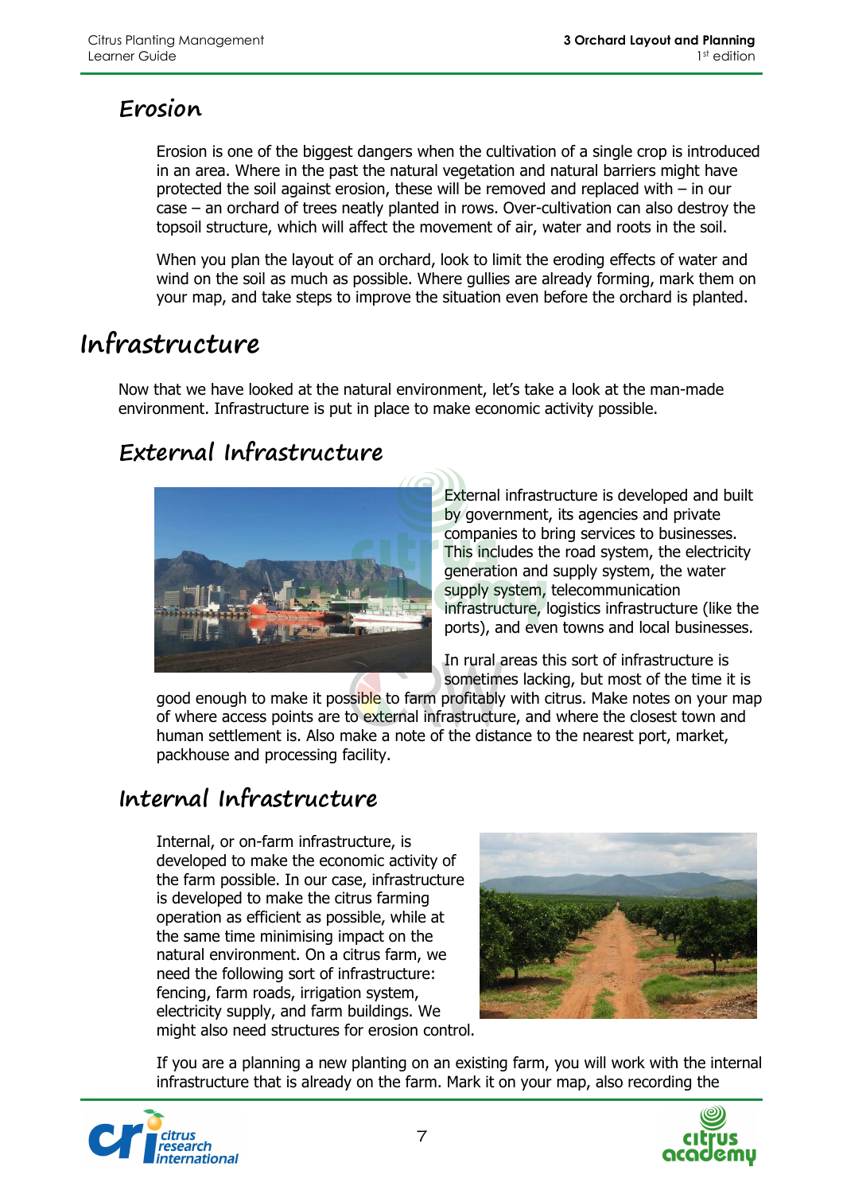## Erosion

Erosion is one of the biggest dangers when the cultivation of a single crop is introduced in an area. Where in the past the natural vegetation and natural barriers might have protected the soil against erosion, these will be removed and replaced with – in our case – an orchard of trees neatly planted in rows. Over-cultivation can also destroy the topsoil structure, which will affect the movement of air, water and roots in the soil.

When you plan the layout of an orchard, look to limit the eroding effects of water and wind on the soil as much as possible. Where gullies are already forming, mark them on your map, and take steps to improve the situation even before the orchard is planted.

# Infrastructure

Now that we have looked at the natural environment, let's take a look at the man-made environment. Infrastructure is put in place to make economic activity possible.

## External Infrastructure

External infrastructure is developed and built by government, its agencies and private companies to bring services to businesses. This includes the road system, the electricity generation and supply system, the water supply system, telecommunication infrastructure, logistics infrastructure (like the ports), and even towns and local businesses.

In rural areas this sort of infrastructure is sometimes lacking, but most of the time it is good enough to make it possible to farm profitably with citrus. Make notes on your map of where access points are to external infrastructure, and where the closest town and human settlement is. Also make a note of the distance to the nearest port, market, packhouse and processing facility.

## Internal Infrastructure

Internal, or on-farm infrastructure, is developed to make the economic activity of the farm possible. In our case, infrastructure is developed to make the citrus farming operation as efficient as possible, while at the same time minimising impact on the natural environment. On a citrus farm, we need the following sort of infrastructure: fencing, farm roads, irrigation system, electricity supply, and farm buildings. We might also need structures for erosion control.

If you are a planning a new planting on an existing farm, you will work with the internal infrastructure that is already on the farm. Mark it on your map, also recording the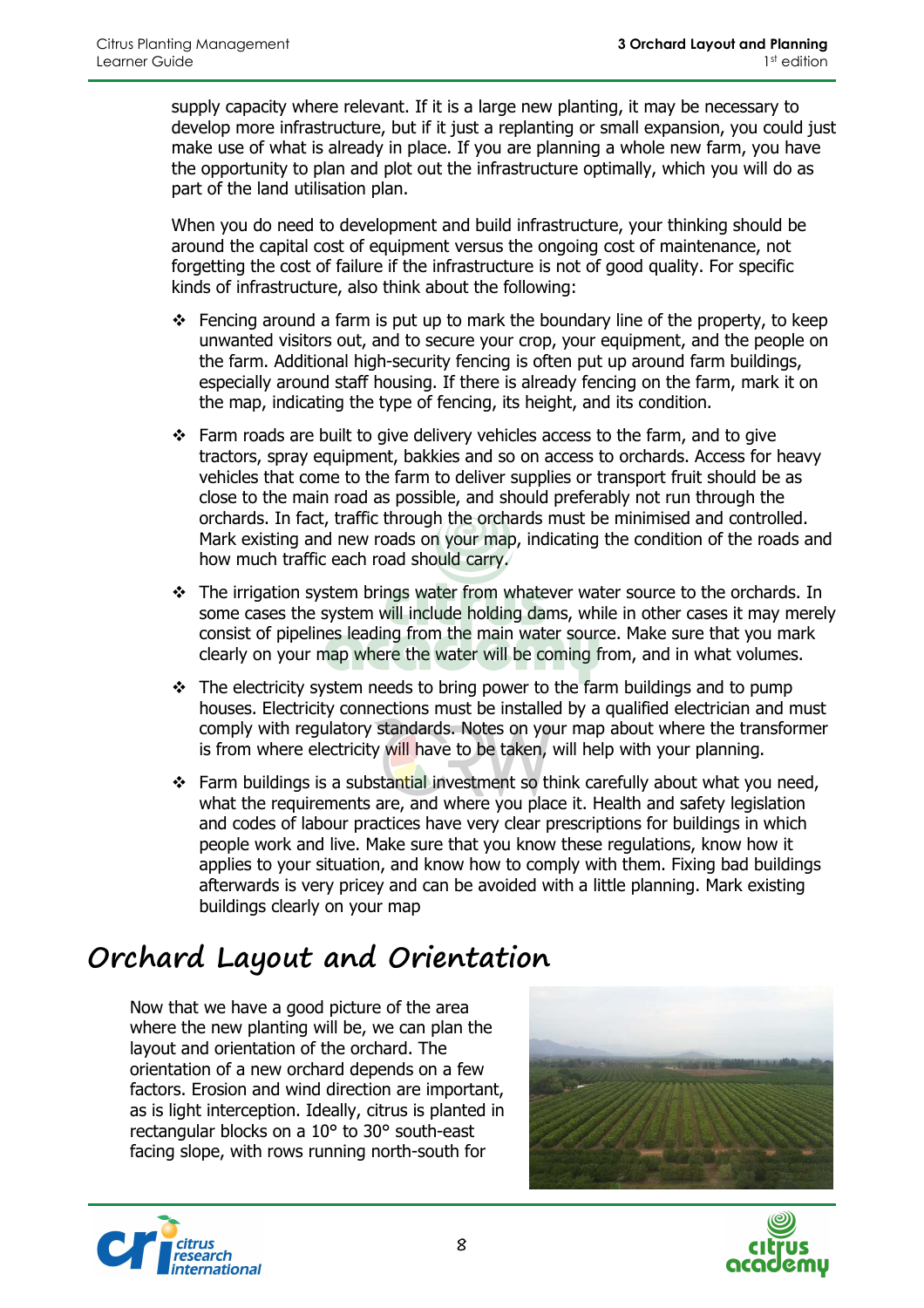supply capacity where relevant. If it is a large new planting, it may be necessary to develop more infrastructure, but if it just a replanting or small expansion, you could just make use of what is already in place. If you are planning a whole new farm, you have the opportunity to plan and plot out the infrastructure optimally, which you will do as part of the land utilisation plan.

When you do need to development and build infrastructure, your thinking should be around the capital cost of equipment versus the ongoing cost of maintenance, not forgetting the cost of failure if the infrastructure is not of good quality. For specific kinds of infrastructure, also think about the following:

- Fencing around a farm is put up to mark the boundary line of the property, to keep unwanted visitors out, and to secure your crop, your equipment, and the people on the farm. Additional high-security fencing is often put up around farm buildings, especially around staff housing. If there is already fencing on the farm, mark it on the map, indicating the type of fencing, its height, and its condition.
- Farm roads are built to give delivery vehicles access to the farm, and to give tractors, spray equipment, bakkies and so on access to orchards. Access for heavy vehicles that come to the farm to deliver supplies or transport fruit should be as close to the main road as possible, and should preferably not run through the orchards. In fact, traffic through the orchards must be minimised and controlled. Mark existing and new roads on your map, indicating the condition of the roads and how much traffic each road should carry.
- The irrigation system brings water from whatever water source to the orchards. In some cases the system will include holding dams, while in other cases it may merely consist of pipelines leading from the main water source. Make sure that you mark clearly on your map where the water will be coming from, and in what volumes.
- The electricity system needs to bring power to the farm buildings and to pump houses. Electricity connections must be installed by a qualified electrician and must comply with regulatory standards. Notes on your map about where the transformer is from where electricity will have to be taken, will help with your planning.
- Farm buildings is a substantial investment so think carefully about what you need, what the requirements are, and where you place it. Health and safety legislation and codes of labour practices have very clear prescriptions for buildings in which people work and live. Make sure that you know these regulations, know how it applies to your situation, and know how to comply with them. Fixing bad buildings afterwards is very pricey and can be avoided with a little planning. Mark existing buildings clearly on your map

# Orchard Layout and Orientation

Now that we have a good picture of the area where the new planting will be, we can plan the layout and orientation of the orchard. The orientation of a new orchard depends on a few factors. Erosion and wind direction are important, as is light interception. Ideally, citrus is planted in rectangular blocks on a 10° to 30° south-east facing slope, with rows running north-south for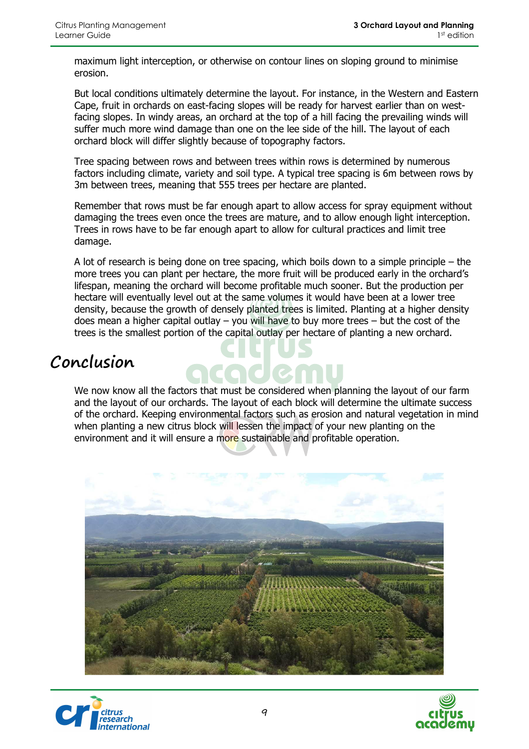maximum light interception, or otherwise on contour lines on sloping ground to minimise erosion.

But local conditions ultimately determine the layout. For instance, in the Western and Eastern Cape, fruit in orchards on east-facing slopes will be ready for harvest earlier than on west-facing slopes. In windy areas, an orchard at the top of a hill facing the prevailing winds will suffer much more wind damage than one on the lee side of the hill. The layout of each orchard block will differ slightly because of topography factors.

Tree spacing between rows and between trees within rows is determined by numerous factors including climate, variety and soil type. A typical tree spacing is 6m between rows by 3m between trees, meaning that 555 trees per hectare are planted.

Remember that rows must be far enough apart to allow access for spray equipment without damaging the trees even once the trees are mature, and to allow enough light interception. Trees in rows have to be far enough apart to allow for cultural practices and limit tree damage.

A lot of research is being done on tree spacing, which boils down to a simple principle – the more trees you can plant per hectare, the more fruit will be produced early in the orchard's lifespan, meaning the orchard will become profitable much sooner. But the production per hectare will eventually level out at the same volumes it would have been at a lower tree density, because the growth of densely planted trees is limited. Planting at a higher density does mean a higher capital outlay – you will have to buy more trees – but the cost of the trees is the smallest portion of the capital outlay per hectare of planting a new orchard.

# Conclusion

We now know all the factors that must be considered when planning the layout of our farm and the layout of our orchards. The layout of each block will determine the ultimate success of the orchard. Keeping environmental factors such as erosion and natural vegetation in mind when planting a new citrus block will lessen the impact of your new planting on the environment and it will ensure a more sustainable and profitable operation.